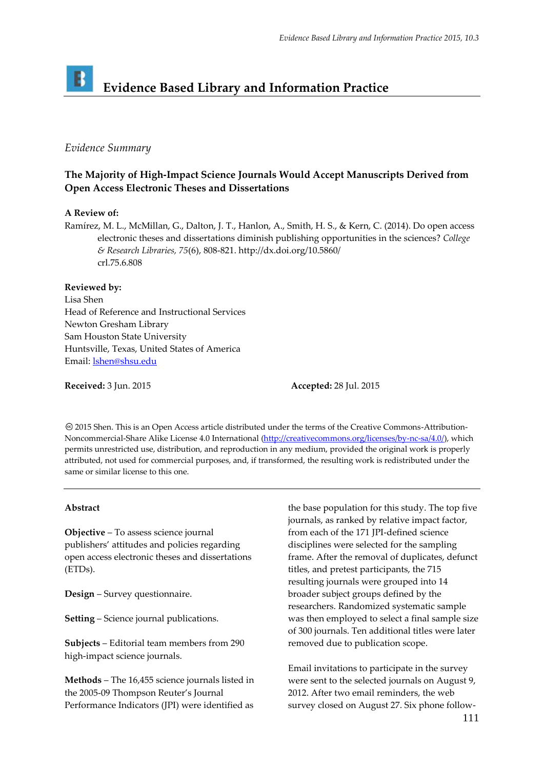# Evidence Based Library and Information Practice

*Evidence Summary*

## The Majority of High-Impact Science Journals Would Accept Manuscripts Derived from Open Access Electronic Theses and Dissertations

**A Review of:**

Ramírez, M. L., McMillan, G., Dalton, J. T., Hanlon, A., Smith, H. S., & Kern, C. (2014). Do open access electronic theses and dissertations diminish publishing opportunities in the sciences? *College & Research Libraries, 75*(6), 808-821. http://dx.doi.org/10.5860/crl.75.6.808

**Reviewed by:**

Lisa Shen
Head of Reference and Instructional Services
Newton Gresham Library
Sam Houston State University
Huntsville, Texas, United States of America
Email: lshen@shsu.edu

**Received:** 3 Jun. 2015 **Accepted:** 28 Jul. 2015

© 2015 Shen. This is an Open Access article distributed under the terms of the Creative Commons-Attribution-Noncommercial-Share Alike License 4.0 International (http://creativecommons.org/licenses/by-nc-sa/4.0/), which permits unrestricted use, distribution, and reproduction in any medium, provided the original work is properly attributed, not used for commercial purposes, and, if transformed, the resulting work is redistributed under the same or similar license to this one.

---

### Abstract

**Objective** – To assess science journal publishers' attitudes and policies regarding open access electronic theses and dissertations (ETDs).

**Design** – Survey questionnaire.

**Setting** – Science journal publications.

**Subjects** – Editorial team members from 290 high-impact science journals.

**Methods** – The 16,455 science journals listed in the 2005-09 Thompson Reuter's Journal Performance Indicators (JPI) were identified as the base population for this study. The top five journals, as ranked by relative impact factor, from each of the 171 JPI-defined science disciplines were selected for the sampling frame. After the removal of duplicates, defunct titles, and pretest participants, the 715 resulting journals were grouped into 14 broader subject groups defined by the researchers. Randomized systematic sample was then employed to select a final sample size of 300 journals. Ten additional titles were later removed due to publication scope.

Email invitations to participate in the survey were sent to the selected journals on August 9, 2012. After two email reminders, the web survey closed on August 27. Six phone follow-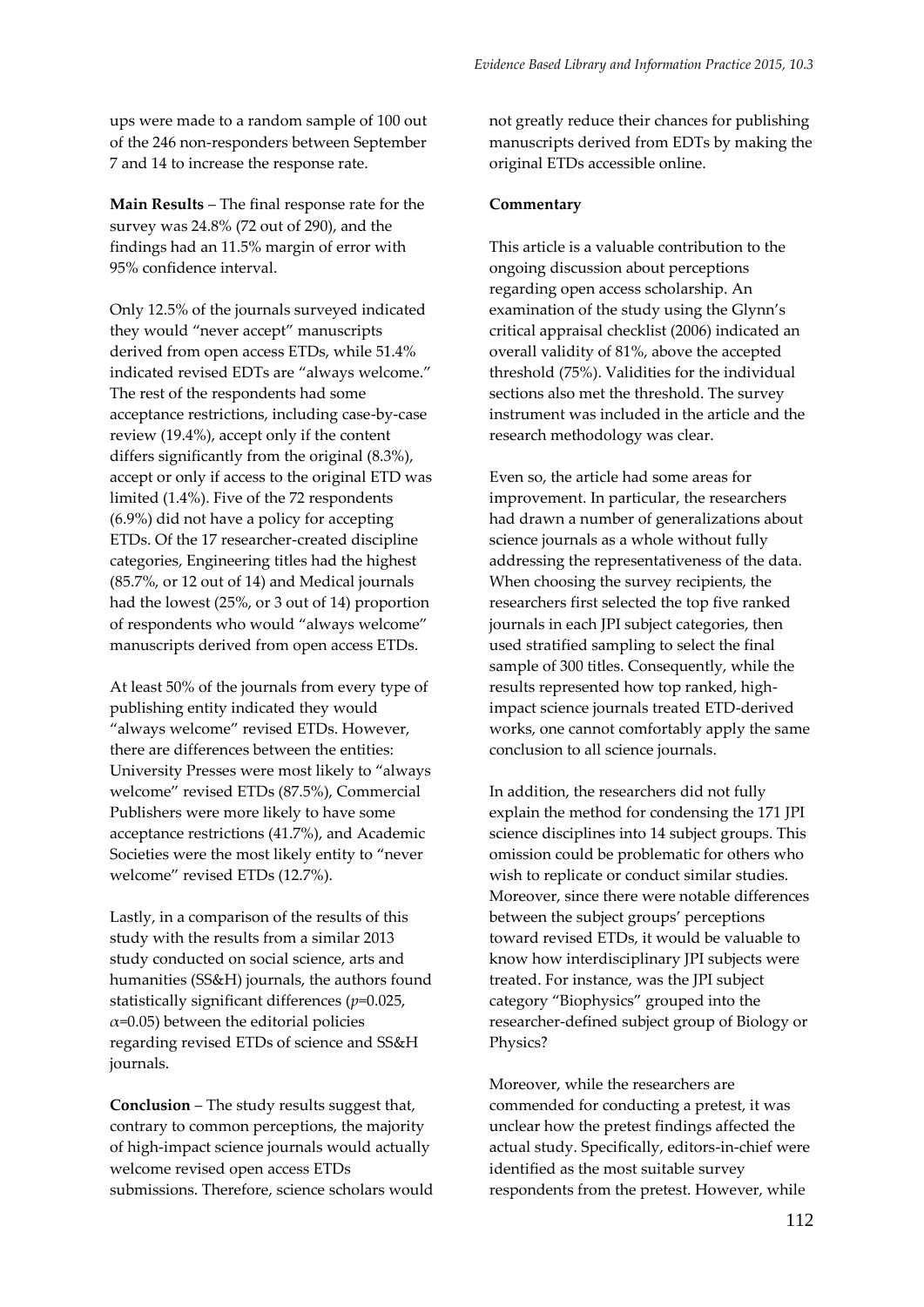ups were made to a random sample of 100 out of the 246 non-responders between September 7 and 14 to increase the response rate.

**Main Results** – The final response rate for the survey was 24.8% (72 out of 290), and the findings had an 11.5% margin of error with 95% confidence interval.

Only 12.5% of the journals surveyed indicated they would "never accept" manuscripts derived from open access ETDs, while 51.4% indicated revised EDTs are "always welcome." The rest of the respondents had some acceptance restrictions, including case-by-case review (19.4%), accept only if the content differs significantly from the original (8.3%), accept or only if access to the original ETD was limited (1.4%). Five of the 72 respondents (6.9%) did not have a policy for accepting ETDs. Of the 17 researcher-created discipline categories, Engineering titles had the highest (85.7%, or 12 out of 14) and Medical journals had the lowest (25%, or 3 out of 14) proportion of respondents who would "always welcome" manuscripts derived from open access ETDs.

At least 50% of the journals from every type of publishing entity indicated they would "always welcome" revised ETDs. However, there are differences between the entities: University Presses were most likely to "always welcome" revised ETDs (87.5%), Commercial Publishers were more likely to have some acceptance restrictions (41.7%), and Academic Societies were the most likely entity to "never welcome" revised ETDs (12.7%).

Lastly, in a comparison of the results of this study with the results from a similar 2013 study conducted on social science, arts and humanities (SS&H) journals, the authors found statistically significant differences ($p$=0.025, $\alpha$=0.05) between the editorial policies regarding revised ETDs of science and SS&H journals.

**Conclusion** – The study results suggest that, contrary to common perceptions, the majority of high-impact science journals would actually welcome revised open access ETDs submissions. Therefore, science scholars would not greatly reduce their chances for publishing manuscripts derived from EDTs by making the original ETDs accessible online.

**Commentary**

This article is a valuable contribution to the ongoing discussion about perceptions regarding open access scholarship. An examination of the study using the Glynn's critical appraisal checklist (2006) indicated an overall validity of 81%, above the accepted threshold (75%). Validities for the individual sections also met the threshold. The survey instrument was included in the article and the research methodology was clear.

Even so, the article had some areas for improvement. In particular, the researchers had drawn a number of generalizations about science journals as a whole without fully addressing the representativeness of the data. When choosing the survey recipients, the researchers first selected the top five ranked journals in each JPI subject categories, then used stratified sampling to select the final sample of 300 titles. Consequently, while the results represented how top ranked, high-impact science journals treated ETD-derived works, one cannot comfortably apply the same conclusion to all science journals.

In addition, the researchers did not fully explain the method for condensing the 171 JPI science disciplines into 14 subject groups. This omission could be problematic for others who wish to replicate or conduct similar studies. Moreover, since there were notable differences between the subject groups' perceptions toward revised ETDs, it would be valuable to know how interdisciplinary JPI subjects were treated. For instance, was the JPI subject category "Biophysics" grouped into the researcher-defined subject group of Biology or Physics?

Moreover, while the researchers are commended for conducting a pretest, it was unclear how the pretest findings affected the actual study. Specifically, editors-in-chief were identified as the most suitable survey respondents from the pretest. However, while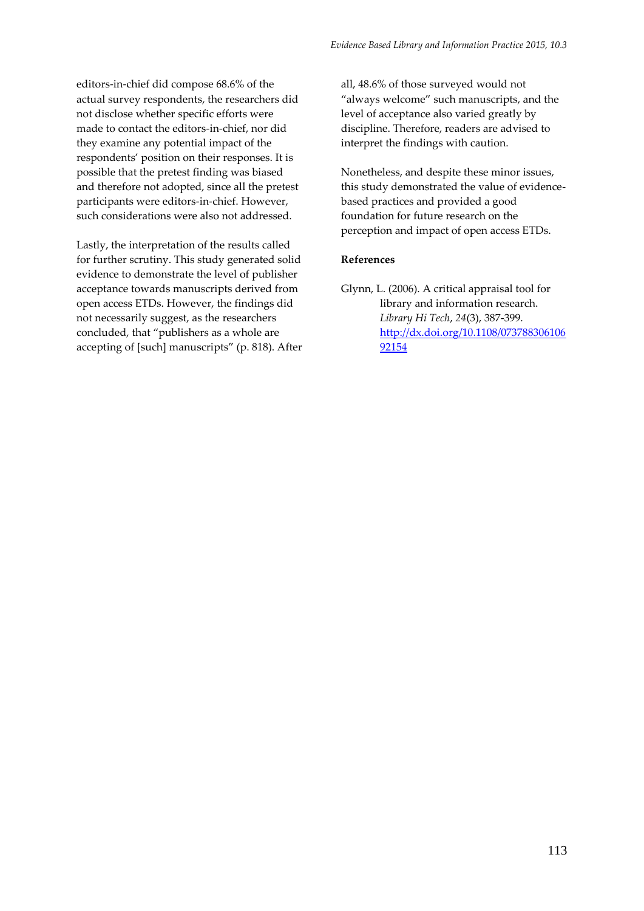editors-in-chief did compose 68.6% of the actual survey respondents, the researchers did not disclose whether specific efforts were made to contact the editors-in-chief, nor did they examine any potential impact of the respondents' position on their responses. It is possible that the pretest finding was biased and therefore not adopted, since all the pretest participants were editors-in-chief. However, such considerations were also not addressed.

Lastly, the interpretation of the results called for further scrutiny. This study generated solid evidence to demonstrate the level of publisher acceptance towards manuscripts derived from open access ETDs. However, the findings did not necessarily suggest, as the researchers concluded, that "publishers as a whole are accepting of [such] manuscripts" (p. 818). After all, 48.6% of those surveyed would not "always welcome" such manuscripts, and the level of acceptance also varied greatly by discipline. Therefore, readers are advised to interpret the findings with caution.

Nonetheless, and despite these minor issues, this study demonstrated the value of evidence-based practices and provided a good foundation for future research on the perception and impact of open access ETDs.

**References**

Glynn, L. (2006). A critical appraisal tool for library and information research. *Library Hi Tech*, *24*(3), 387-399. http://dx.doi.org/10.1108/07378830610692154